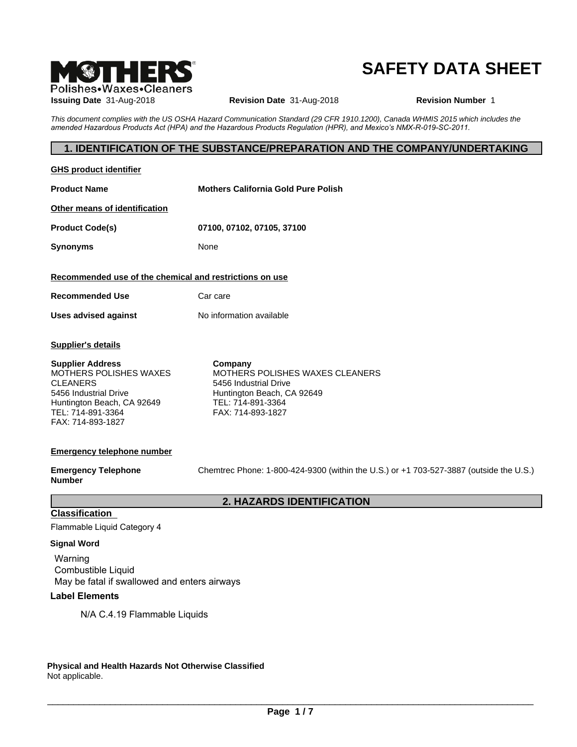MOTHERS®
Polishes•Waxes•Cleaners

# SAFETY DATA SHEET

**Issuing Date** 31-Aug-2018 **Revision Date** 31-Aug-2018 **Revision Number** 1

*This document complies with the US OSHA Hazard Communication Standard (29 CFR 1910.1200), Canada WHMIS 2015 which includes the amended Hazardous Products Act (HPA) and the Hazardous Products Regulation (HPR), and Mexico's NMX-R-019-SC-2011.*

## 1. IDENTIFICATION OF THE SUBSTANCE/PREPARATION AND THE COMPANY/UNDERTAKING

**GHS product identifier**

**Product Name** **Mothers California Gold Pure Polish**

**Other means of identification**

**Product Code(s)** **07100, 07102, 07105, 37100**

**Synonyms** None

**Recommended use of the chemical and restrictions on use**

**Recommended Use** Car care

**Uses advised against** No information available

**Supplier's details**

**Supplier Address**
MOTHERS POLISHES WAXES CLEANERS
5456 Industrial Drive
Huntington Beach, CA 92649
TEL: 714-891-3364
FAX: 714-893-1827

**Company**
MOTHERS POLISHES WAXES CLEANERS
5456 Industrial Drive
Huntington Beach, CA 92649
TEL: 714-891-3364
FAX: 714-893-1827

**Emergency telephone number**

**Emergency Telephone Number** Chemtrec Phone: 1-800-424-9300 (within the U.S.) or +1 703-527-3887 (outside the U.S.)

## 2. HAZARDS IDENTIFICATION

### Classification

Flammable Liquid Category 4

**Signal Word**

Warning
Combustible Liquid
May be fatal if swallowed and enters airways

### Label Elements

N/A C.4.19 Flammable Liquids

**Physical and Health Hazards Not Otherwise Classified**
Not applicable.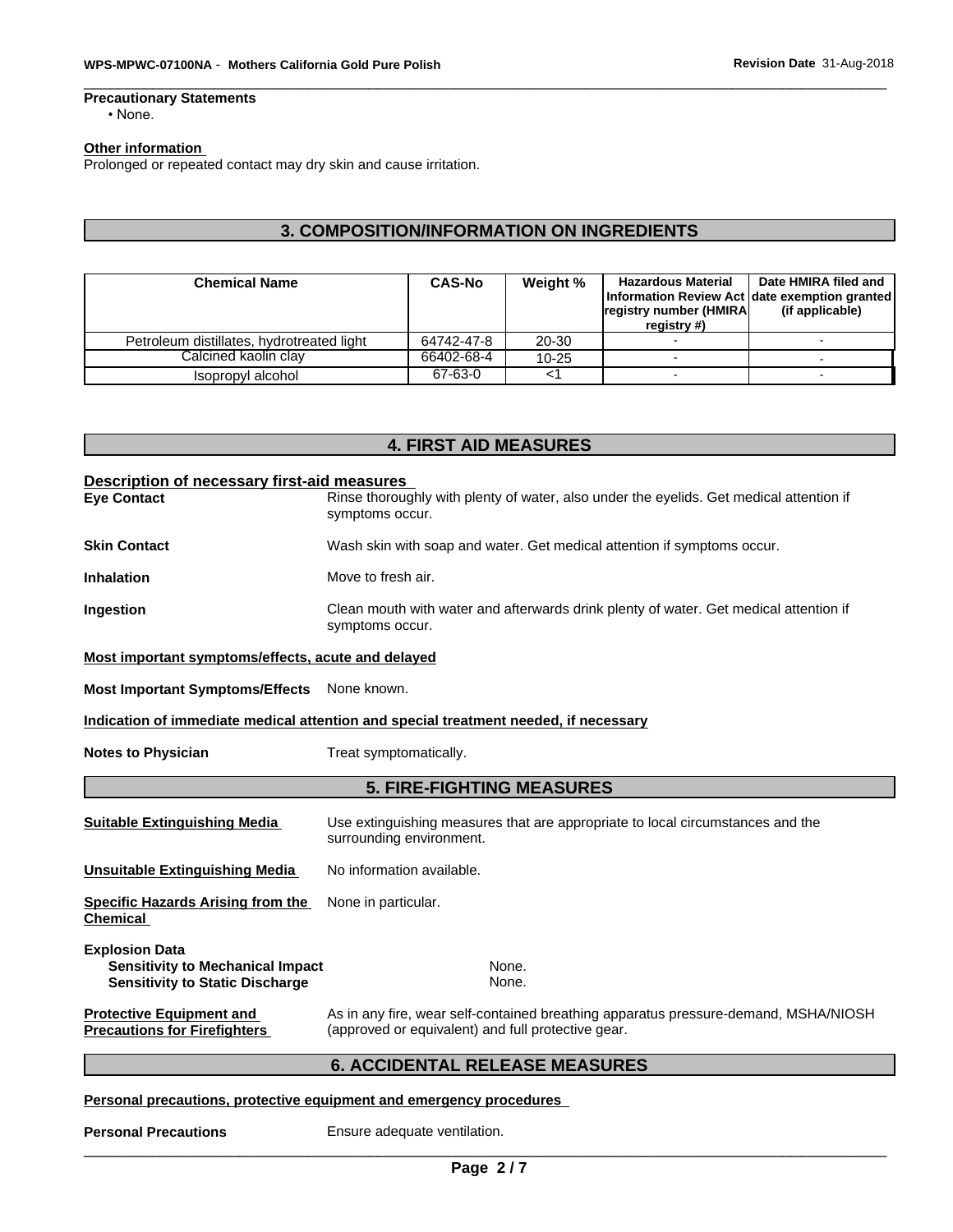**Precautionary Statements**

- None.

**Other information**

Prolonged or repeated contact may dry skin and cause irritation.

## 3. COMPOSITION/INFORMATION ON INGREDIENTS

| Chemical Name | CAS-No | Weight % | Hazardous Material Information Review Act registry number (HMIRA registry #) | Date HMIRA filed and date exemption granted (if applicable) |
|---|---|---|---|---|
| Petroleum distillates, hydrotreated light | 64742-47-8 | 20-30 | - | - |
| Calcined kaolin clay | 66402-68-4 | 10-25 | - | - |
| Isopropyl alcohol | 67-63-0 | <1 | - | - |

## 4. FIRST AID MEASURES

**Description of necessary first-aid measures**

**Eye Contact** Rinse thoroughly with plenty of water, also under the eyelids. Get medical attention if symptoms occur.

**Skin Contact** Wash skin with soap and water. Get medical attention if symptoms occur.

**Inhalation** Move to fresh air.

**Ingestion** Clean mouth with water and afterwards drink plenty of water. Get medical attention if symptoms occur.

**Most important symptoms/effects, acute and delayed**

**Most Important Symptoms/Effects** None known.

**Indication of immediate medical attention and special treatment needed, if necessary**

**Notes to Physician** Treat symptomatically.

## 5. FIRE-FIGHTING MEASURES

**Suitable Extinguishing Media** Use extinguishing measures that are appropriate to local circumstances and the surrounding environment.

**Unsuitable Extinguishing Media** No information available.

**Specific Hazards Arising from the Chemical** None in particular.

**Explosion Data**

**Sensitivity to Mechanical Impact** None.

**Sensitivity to Static Discharge** None.

**Protective Equipment and Precautions for Firefighters** As in any fire, wear self-contained breathing apparatus pressure-demand, MSHA/NIOSH (approved or equivalent) and full protective gear.

## 6. ACCIDENTAL RELEASE MEASURES

**Personal precautions, protective equipment and emergency procedures**

**Personal Precautions** Ensure adequate ventilation.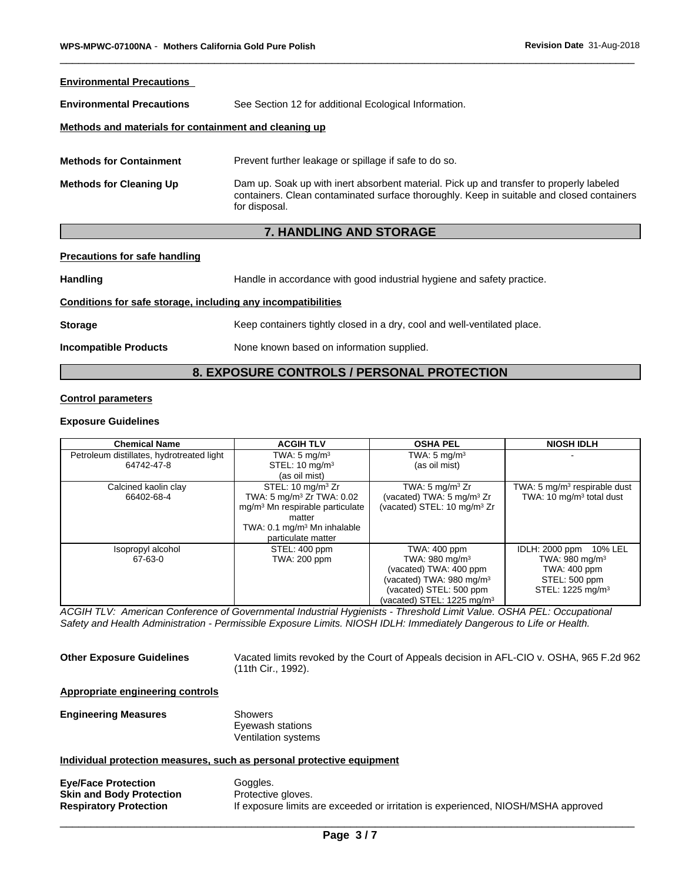**Environmental Precautions**

**Environmental Precautions** See Section 12 for additional Ecological Information.

**Methods and materials for containment and cleaning up**

**Methods for Containment** Prevent further leakage or spillage if safe to do so.

**Methods for Cleaning Up** Dam up. Soak up with inert absorbent material. Pick up and transfer to properly labeled containers. Clean contaminated surface thoroughly. Keep in suitable and closed containers for disposal.

## 7. HANDLING AND STORAGE

**Precautions for safe handling**

**Handling** Handle in accordance with good industrial hygiene and safety practice.

**Conditions for safe storage, including any incompatibilities**

**Storage** Keep containers tightly closed in a dry, cool and well-ventilated place.

**Incompatible Products** None known based on information supplied.

## 8. EXPOSURE CONTROLS / PERSONAL PROTECTION

**Control parameters**

**Exposure Guidelines**

| Chemical Name | ACGIH TLV | OSHA PEL | NIOSH IDLH |
|---|---|---|---|
| Petroleum distillates, hydrotreated light 64742-47-8 | TWA: 5 mg/m$^3$ STEL: 10 mg/m$^3$ (as oil mist) | TWA: 5 mg/m$^3$ (as oil mist) | - |
| Calcined kaolin clay 66402-68-4 | STEL: 10 mg/m$^3$ Zr TWA: 5 mg/m$^3$ Zr TWA: 0.02 mg/m$^3$ Mn respirable particulate matter TWA: 0.1 mg/m$^3$ Mn inhalable particulate matter | TWA: 5 mg/m$^3$ Zr (vacated) TWA: 5 mg/m$^3$ Zr (vacated) STEL: 10 mg/m$^3$ Zr | TWA: 5 mg/m$^3$ respirable dust TWA: 10 mg/m$^3$ total dust |
| Isopropyl alcohol 67-63-0 | STEL: 400 ppm TWA: 200 ppm | TWA: 400 ppm TWA: 980 mg/m$^3$ (vacated) TWA: 400 ppm (vacated) TWA: 980 mg/m$^3$ (vacated) STEL: 500 ppm (vacated) STEL: 1225 mg/m$^3$ | IDLH: 2000 ppm 10% LEL TWA: 980 mg/m$^3$ TWA: 400 ppm STEL: 500 ppm STEL: 1225 mg/m$^3$ |

*ACGIH TLV: American Conference of Governmental Industrial Hygienists - Threshold Limit Value. OSHA PEL: Occupational Safety and Health Administration - Permissible Exposure Limits. NIOSH IDLH: Immediately Dangerous to Life or Health.*

**Other Exposure Guidelines** Vacated limits revoked by the Court of Appeals decision in AFL-CIO v. OSHA, 965 F.2d 962 (11th Cir., 1992).

**Appropriate engineering controls**

**Engineering Measures** Showers
Eyewash stations
Ventilation systems

**Individual protection measures, such as personal protective equipment**

**Eye/Face Protection** Goggles.
**Skin and Body Protection** Protective gloves.
**Respiratory Protection** If exposure limits are exceeded or irritation is experienced, NIOSH/MSHA approved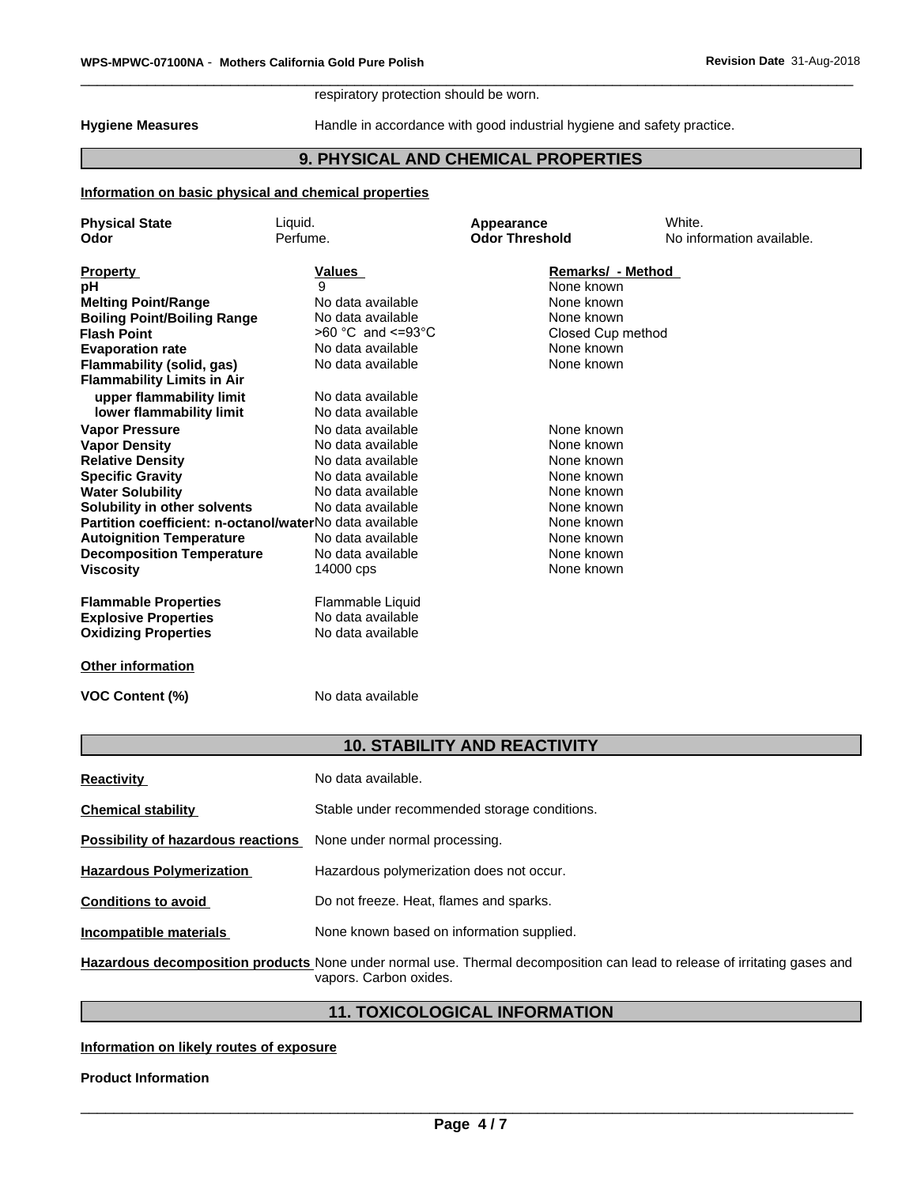respiratory protection should be worn.

**Hygiene Measures** Handle in accordance with good industrial hygiene and safety practice.

## 9. PHYSICAL AND CHEMICAL PROPERTIES

**Information on basic physical and chemical properties**

| | | | |
|---|---|---|---|
| **Physical State** | Liquid. | **Appearance** | White. |
| **Odor** | Perfume. | **Odor Threshold** | No information available. |

| **Property** | **Values** | **Remarks/ - Method** |
|---|---|---|
| **pH** | 9 | None known |
| **Melting Point/Range** | No data available | None known |
| **Boiling Point/Boiling Range** | No data available | None known |
| **Flash Point** | >60 °C and <=93°C | Closed Cup method |
| **Evaporation rate** | No data available | None known |
| **Flammability (solid, gas)** | No data available | None known |
| **Flammability Limits in Air** | | |
| **upper flammability limit** | No data available | |
| **lower flammability limit** | No data available | |
| **Vapor Pressure** | No data available | None known |
| **Vapor Density** | No data available | None known |
| **Relative Density** | No data available | None known |
| **Specific Gravity** | No data available | None known |
| **Water Solubility** | No data available | None known |
| **Solubility in other solvents** | No data available | None known |
| **Partition coefficient: n-octanol/water** | No data available | None known |
| **Autoignition Temperature** | No data available | None known |
| **Decomposition Temperature** | No data available | None known |
| **Viscosity** | 14000 cps | None known |
| **Flammable Properties** | Flammable Liquid | |
| **Explosive Properties** | No data available | |
| **Oxidizing Properties** | No data available | |

**Other information**

**VOC Content (%)** No data available

## 10. STABILITY AND REACTIVITY

**Reactivity** No data available.

**Chemical stability** Stable under recommended storage conditions.

**Possibility of hazardous reactions** None under normal processing.

**Hazardous Polymerization** Hazardous polymerization does not occur.

**Conditions to avoid** Do not freeze. Heat, flames and sparks.

**Incompatible materials** None known based on information supplied.

**Hazardous decomposition products** None under normal use. Thermal decomposition can lead to release of irritating gases and vapors. Carbon oxides.

## 11. TOXICOLOGICAL INFORMATION

**Information on likely routes of exposure**

**Product Information**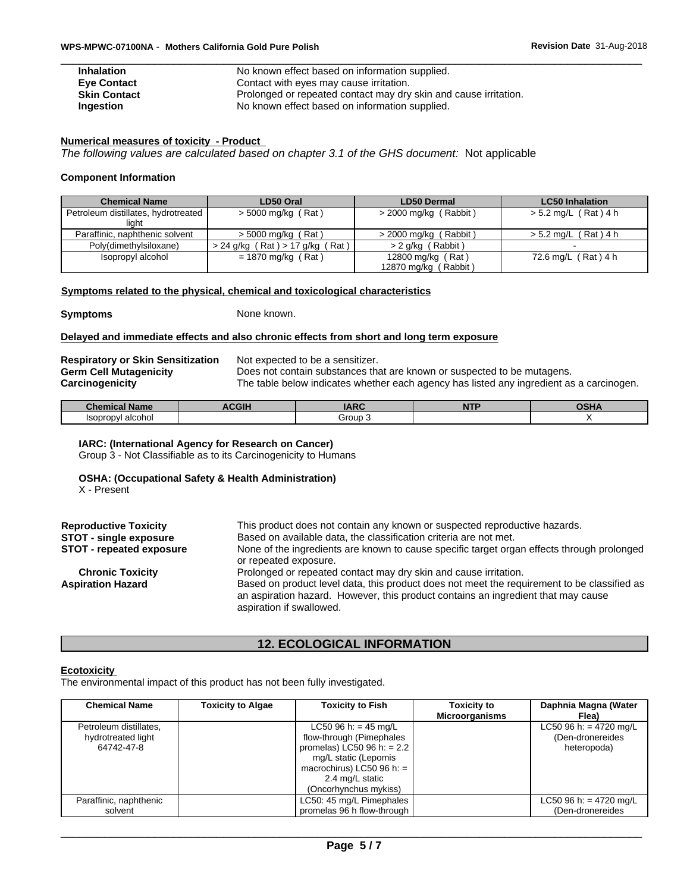| | |
|---|---|
| **Inhalation** | No known effect based on information supplied. |
| **Eye Contact** | Contact with eyes may cause irritation. |
| **Skin Contact** | Prolonged or repeated contact may dry skin and cause irritation. |
| **Ingestion** | No known effect based on information supplied. |

**Numerical measures of toxicity - Product**

*The following values are calculated based on chapter 3.1 of the GHS document:* Not applicable

**Component Information**

| Chemical Name | LD50 Oral | LD50 Dermal | LC50 Inhalation |
|---|---|---|---|
| Petroleum distillates, hydrotreated light | > 5000 mg/kg ( Rat ) | > 2000 mg/kg ( Rabbit ) | > 5.2 mg/L ( Rat ) 4 h |
| Paraffinic, naphthenic solvent | > 5000 mg/kg ( Rat ) | > 2000 mg/kg ( Rabbit ) | > 5.2 mg/L ( Rat ) 4 h |
| Poly(dimethylsiloxane) | > 24 g/kg ( Rat ) > 17 g/kg ( Rat ) | > 2 g/kg ( Rabbit ) | - |
| Isopropyl alcohol | = 1870 mg/kg ( Rat ) | 12800 mg/kg ( Rat ) 12870 mg/kg ( Rabbit ) | 72.6 mg/L ( Rat ) 4 h |

**Symptoms related to the physical, chemical and toxicological characteristics**

**Symptoms** None known.

**Delayed and immediate effects and also chronic effects from short and long term exposure**

| | |
|---|---|
| **Respiratory or Skin Sensitization** | Not expected to be a sensitizer. |
| **Germ Cell Mutagenicity** | Does not contain substances that are known or suspected to be mutagens. |
| **Carcinogenicity** | The table below indicates whether each agency has listed any ingredient as a carcinogen. |

| Chemical Name | ACGIH | IARC | NTP | OSHA |
|---|---|---|---|---|
| Isopropyl alcohol | | Group 3 | | X |

**IARC: (International Agency for Research on Cancer)**
Group 3 - Not Classifiable as to its Carcinogenicity to Humans

**OSHA: (Occupational Safety & Health Administration)**
X - Present

| | |
|---|---|
| **Reproductive Toxicity** | This product does not contain any known or suspected reproductive hazards. |
| **STOT - single exposure** | Based on available data, the classification criteria are not met. |
| **STOT - repeated exposure** | None of the ingredients are known to cause specific target organ effects through prolonged or repeated exposure. |
| **Chronic Toxicity** | Prolonged or repeated contact may dry skin and cause irritation. |
| **Aspiration Hazard** | Based on product level data, this product does not meet the requirement to be classified as an aspiration hazard. However, this product contains an ingredient that may cause aspiration if swallowed. |

## 12. ECOLOGICAL INFORMATION

**Ecotoxicity**

The environmental impact of this product has not been fully investigated.

| Chemical Name | Toxicity to Algae | Toxicity to Fish | Toxicity to Microorganisms | Daphnia Magna (Water Flea) |
|---|---|---|---|---|
| Petroleum distillates, hydrotreated light 64742-47-8 | | LC50 96 h: = 45 mg/L flow-through (Pimephales promelas) LC50 96 h: = 2.2 mg/L static (Lepomis macrochirus) LC50 96 h: = 2.4 mg/L static (Oncorhynchus mykiss) | | LC50 96 h: = 4720 mg/L (Den-dronereides heteropoda) |
| Paraffinic, naphthenic solvent | | LC50: 45 mg/L Pimephales promelas 96 h flow-through | | LC50 96 h: = 4720 mg/L (Den-dronereides |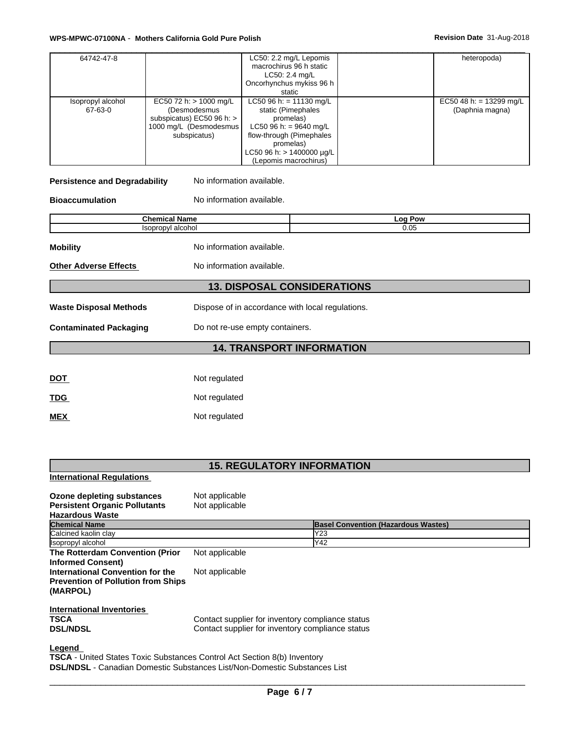| | | | | |
|---|---|---|---|---|
| 64742-47-8 | | LC50: 2.2 mg/L Lepomis macrochirus 96 h static LC50: 2.4 mg/L Oncorhynchus mykiss 96 h static | | heteropoda) |
| Isopropyl alcohol 67-63-0 | EC50 72 h: > 1000 mg/L (Desmodesmus subspicatus) EC50 96 h: > 1000 mg/L (Desmodesmus subspicatus) | LC50 96 h: = 11130 mg/L static (Pimephales promelas) LC50 96 h: = 9640 mg/L flow-through (Pimephales promelas) LC50 96 h: > 1400000 µg/L (Lepomis macrochirus) | | EC50 48 h: = 13299 mg/L (Daphnia magna) |

**Persistence and Degradability** No information available.

**Bioaccumulation** No information available.

| Chemical Name | Log Pow |
|---|---|
| Isopropyl alcohol | 0.05 |

**Mobility** No information available.

**Other Adverse Effects** No information available.

## 13. DISPOSAL CONSIDERATIONS

**Waste Disposal Methods** Dispose of in accordance with local regulations.

**Contaminated Packaging** Do not re-use empty containers.

## 14. TRANSPORT INFORMATION

**DOT** Not regulated

**TDG** Not regulated

**MEX** Not regulated

## 15. REGULATORY INFORMATION

**International Regulations**

**Ozone depleting substances** Not applicable
**Persistent Organic Pollutants** Not applicable
**Hazardous Waste**

| Chemical Name | Basel Convention (Hazardous Wastes) |
|---|---|
| Calcined kaolin clay | Y23 |
| Isopropyl alcohol | Y42 |

**The Rotterdam Convention (Prior Informed Consent)** Not applicable

**International Convention for the Prevention of Pollution from Ships (MARPOL)** Not applicable

**International Inventories**
**TSCA** Contact supplier for inventory compliance status
**DSL/NDSL** Contact supplier for inventory compliance status

**Legend**
**TSCA** - United States Toxic Substances Control Act Section 8(b) Inventory
**DSL/NDSL** - Canadian Domestic Substances List/Non-Domestic Substances List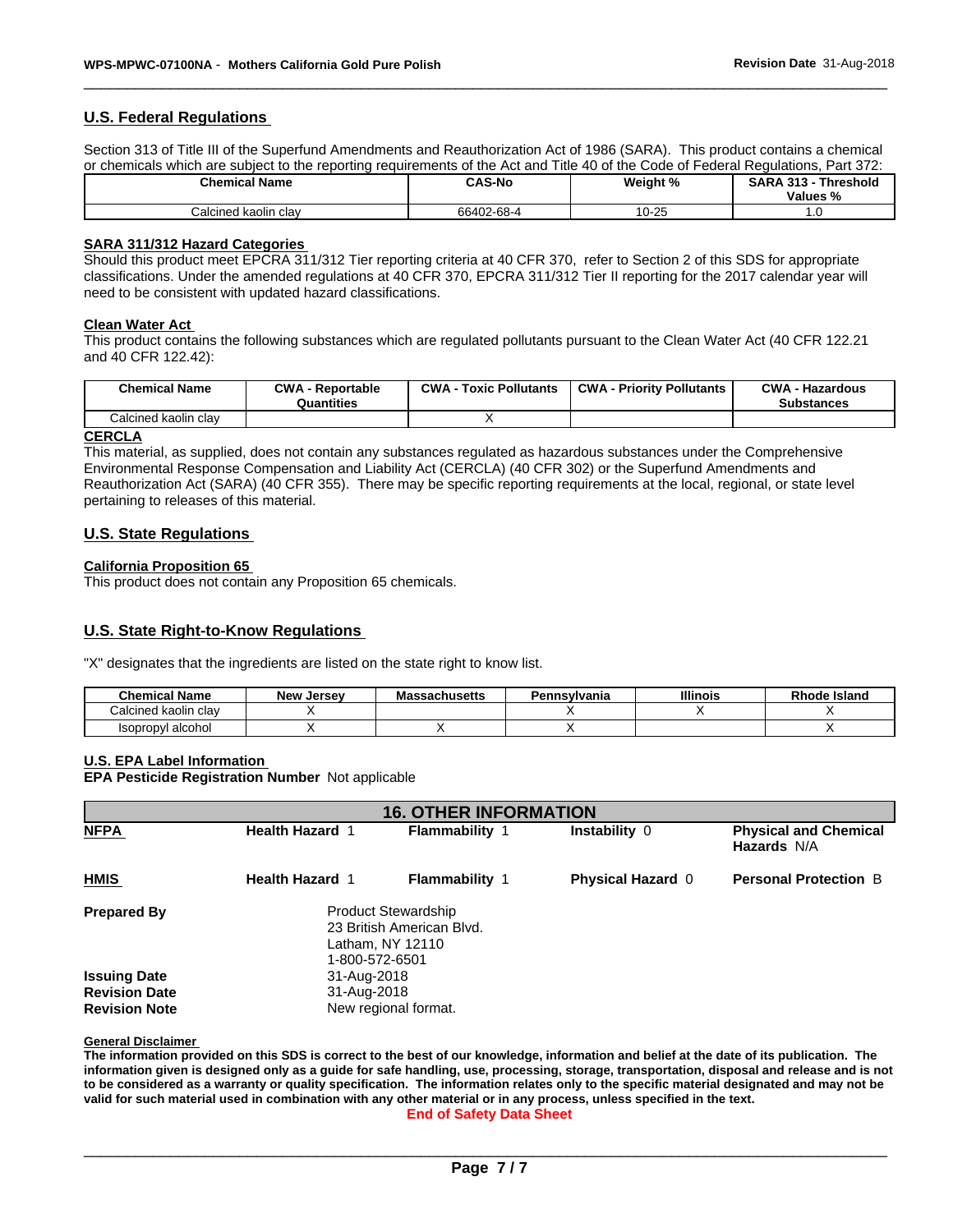## U.S. Federal Regulations

Section 313 of Title III of the Superfund Amendments and Reauthorization Act of 1986 (SARA). This product contains a chemical or chemicals which are subject to the reporting requirements of the Act and Title 40 of the Code of Federal Regulations, Part 372:

| Chemical Name | CAS-No | Weight % | SARA 313 - Threshold Values % |
|---|---|---|---|
| Calcined kaolin clay | 66402-68-4 | 10-25 | 1.0 |

### SARA 311/312 Hazard Categories

Should this product meet EPCRA 311/312 Tier reporting criteria at 40 CFR 370, refer to Section 2 of this SDS for appropriate classifications. Under the amended regulations at 40 CFR 370, EPCRA 311/312 Tier II reporting for the 2017 calendar year will need to be consistent with updated hazard classifications.

### Clean Water Act

This product contains the following substances which are regulated pollutants pursuant to the Clean Water Act (40 CFR 122.21 and 40 CFR 122.42):

| Chemical Name | CWA - Reportable Quantities | CWA - Toxic Pollutants | CWA - Priority Pollutants | CWA - Hazardous Substances |
|---|---|---|---|---|
| Calcined kaolin clay | | X | | |

### CERCLA

This material, as supplied, does not contain any substances regulated as hazardous substances under the Comprehensive Environmental Response Compensation and Liability Act (CERCLA) (40 CFR 302) or the Superfund Amendments and Reauthorization Act (SARA) (40 CFR 355). There may be specific reporting requirements at the local, regional, or state level pertaining to releases of this material.

## U.S. State Regulations

### California Proposition 65

This product does not contain any Proposition 65 chemicals.

## U.S. State Right-to-Know Regulations

"X" designates that the ingredients are listed on the state right to know list.

| Chemical Name | New Jersey | Massachusetts | Pennsylvania | Illinois | Rhode Island |
|---|---|---|---|---|---|
| Calcined kaolin clay | X | | X | X | X |
| Isopropyl alcohol | X | X | X | | X |

### U.S. EPA Label Information

**EPA Pesticide Registration Number** Not applicable

## 16. OTHER INFORMATION

| | | | | |
|---|---|---|---|---|
| **NFPA** | **Health Hazard** 1 | **Flammability** 1 | **Instability** 0 | **Physical and Chemical Hazards** N/A |
| **HMIS** | **Health Hazard** 1 | **Flammability** 1 | **Physical Hazard** 0 | **Personal Protection** B |

**Prepared By**
Product Stewardship
23 British American Blvd.
Latham, NY 12110
1-800-572-6501

**Issuing Date** 31-Aug-2018
**Revision Date** 31-Aug-2018
**Revision Note** New regional format.

### General Disclaimer

**The information provided on this SDS is correct to the best of our knowledge, information and belief at the date of its publication. The information given is designed only as a guide for safe handling, use, processing, storage, transportation, disposal and release and is not to be considered as a warranty or quality specification. The information relates only to the specific material designated and may not be valid for such material used in combination with any other material or in any process, unless specified in the text.**

**End of Safety Data Sheet**